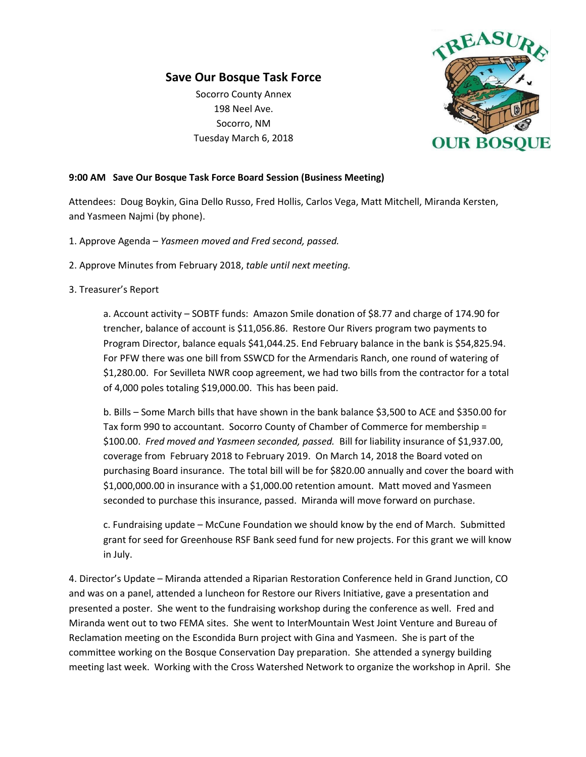## Save Our Bosque Task Force

Socorro County Annex
198 Neel Ave.
Socorro, NM
Tuesday March 6, 2018

**9:00 AM Save Our Bosque Task Force Board Session (Business Meeting)**

Attendees: Doug Boykin, Gina Dello Russo, Fred Hollis, Carlos Vega, Matt Mitchell, Miranda Kersten, and Yasmeen Najmi (by phone).

1. Approve Agenda – *Yasmeen moved and Fred second, passed.*

2. Approve Minutes from February 2018, *table until next meeting.*

3. Treasurer's Report

   a. Account activity – SOBTF funds: Amazon Smile donation of $8.77 and charge of 174.90 for trencher, balance of account is $11,056.86. Restore Our Rivers program two payments to Program Director, balance equals $41,044.25. End February balance in the bank is $54,825.94. For PFW there was one bill from SSWCD for the Armendaris Ranch, one round of watering of $1,280.00. For Sevilleta NWR coop agreement, we had two bills from the contractor for a total of 4,000 poles totaling $19,000.00. This has been paid.

   b. Bills – Some March bills that have shown in the bank balance $3,500 to ACE and $350.00 for Tax form 990 to accountant. Socorro County of Chamber of Commerce for membership = $100.00. *Fred moved and Yasmeen seconded, passed.* Bill for liability insurance of $1,937.00, coverage from February 2018 to February 2019. On March 14, 2018 the Board voted on purchasing Board insurance. The total bill will be for $820.00 annually and cover the board with $1,000,000.00 in insurance with a $1,000.00 retention amount. Matt moved and Yasmeen seconded to purchase this insurance, passed. Miranda will move forward on purchase.

   c. Fundraising update – McCune Foundation we should know by the end of March. Submitted grant for seed for Greenhouse RSF Bank seed fund for new projects. For this grant we will know in July.

4. Director's Update – Miranda attended a Riparian Restoration Conference held in Grand Junction, CO and was on a panel, attended a luncheon for Restore our Rivers Initiative, gave a presentation and presented a poster. She went to the fundraising workshop during the conference as well. Fred and Miranda went out to two FEMA sites. She went to InterMountain West Joint Venture and Bureau of Reclamation meeting on the Escondida Burn project with Gina and Yasmeen. She is part of the committee working on the Bosque Conservation Day preparation. She attended a synergy building meeting last week. Working with the Cross Watershed Network to organize the workshop in April. She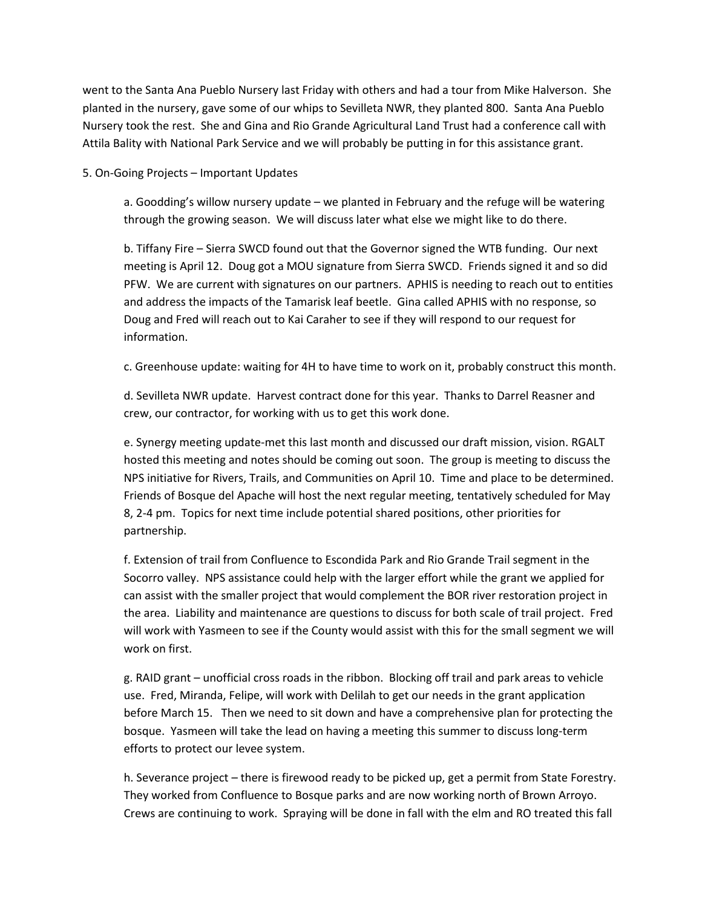went to the Santa Ana Pueblo Nursery last Friday with others and had a tour from Mike Halverson. She planted in the nursery, gave some of our whips to Sevilleta NWR, they planted 800. Santa Ana Pueblo Nursery took the rest. She and Gina and Rio Grande Agricultural Land Trust had a conference call with Attila Bality with National Park Service and we will probably be putting in for this assistance grant.

5. On-Going Projects – Important Updates

a. Goodding's willow nursery update – we planted in February and the refuge will be watering through the growing season. We will discuss later what else we might like to do there.

b. Tiffany Fire – Sierra SWCD found out that the Governor signed the WTB funding. Our next meeting is April 12. Doug got a MOU signature from Sierra SWCD. Friends signed it and so did PFW. We are current with signatures on our partners. APHIS is needing to reach out to entities and address the impacts of the Tamarisk leaf beetle. Gina called APHIS with no response, so Doug and Fred will reach out to Kai Caraher to see if they will respond to our request for information.

c. Greenhouse update: waiting for 4H to have time to work on it, probably construct this month.

d. Sevilleta NWR update. Harvest contract done for this year. Thanks to Darrel Reasner and crew, our contractor, for working with us to get this work done.

e. Synergy meeting update-met this last month and discussed our draft mission, vision. RGALT hosted this meeting and notes should be coming out soon. The group is meeting to discuss the NPS initiative for Rivers, Trails, and Communities on April 10. Time and place to be determined. Friends of Bosque del Apache will host the next regular meeting, tentatively scheduled for May 8, 2-4 pm. Topics for next time include potential shared positions, other priorities for partnership.

f. Extension of trail from Confluence to Escondida Park and Rio Grande Trail segment in the Socorro valley. NPS assistance could help with the larger effort while the grant we applied for can assist with the smaller project that would complement the BOR river restoration project in the area. Liability and maintenance are questions to discuss for both scale of trail project. Fred will work with Yasmeen to see if the County would assist with this for the small segment we will work on first.

g. RAID grant – unofficial cross roads in the ribbon. Blocking off trail and park areas to vehicle use. Fred, Miranda, Felipe, will work with Delilah to get our needs in the grant application before March 15. Then we need to sit down and have a comprehensive plan for protecting the bosque. Yasmeen will take the lead on having a meeting this summer to discuss long-term efforts to protect our levee system.

h. Severance project – there is firewood ready to be picked up, get a permit from State Forestry. They worked from Confluence to Bosque parks and are now working north of Brown Arroyo. Crews are continuing to work. Spraying will be done in fall with the elm and RO treated this fall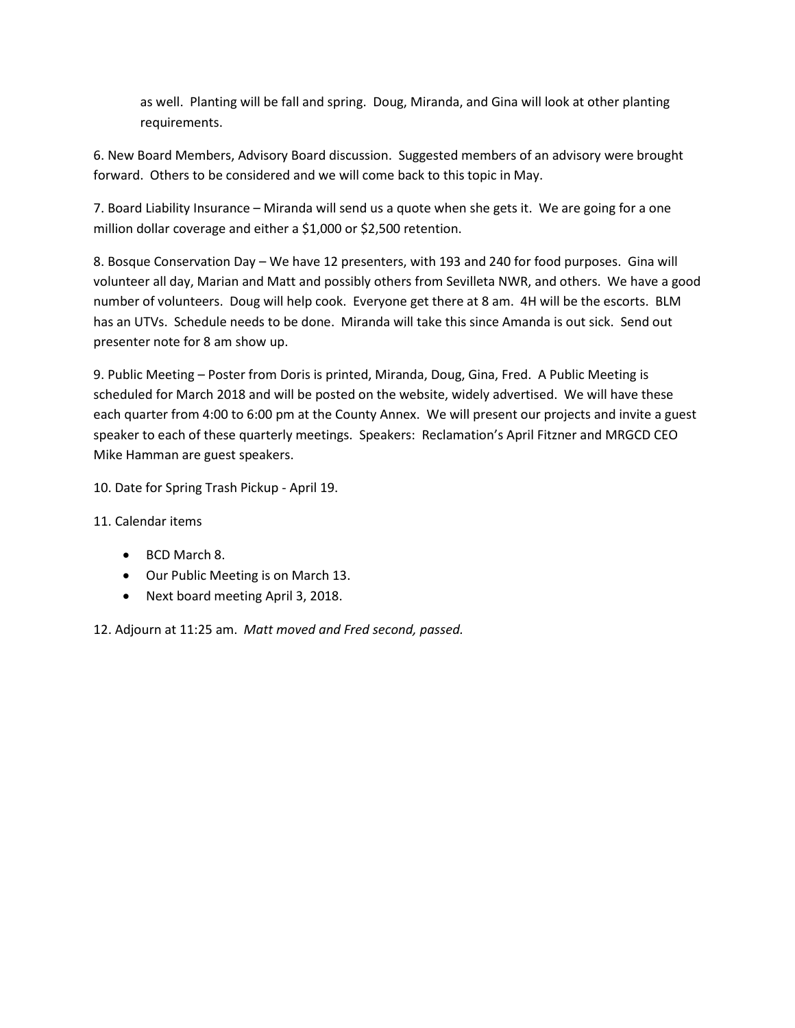as well. Planting will be fall and spring. Doug, Miranda, and Gina will look at other planting requirements.

6. New Board Members, Advisory Board discussion. Suggested members of an advisory were brought forward. Others to be considered and we will come back to this topic in May.

7. Board Liability Insurance – Miranda will send us a quote when she gets it. We are going for a one million dollar coverage and either a $1,000 or $2,500 retention.

8. Bosque Conservation Day – We have 12 presenters, with 193 and 240 for food purposes. Gina will volunteer all day, Marian and Matt and possibly others from Sevilleta NWR, and others. We have a good number of volunteers. Doug will help cook. Everyone get there at 8 am. 4H will be the escorts. BLM has an UTVs. Schedule needs to be done. Miranda will take this since Amanda is out sick. Send out presenter note for 8 am show up.

9. Public Meeting – Poster from Doris is printed, Miranda, Doug, Gina, Fred. A Public Meeting is scheduled for March 2018 and will be posted on the website, widely advertised. We will have these each quarter from 4:00 to 6:00 pm at the County Annex. We will present our projects and invite a guest speaker to each of these quarterly meetings. Speakers: Reclamation's April Fitzner and MRGCD CEO Mike Hamman are guest speakers.

10. Date for Spring Trash Pickup - April 19.

11. Calendar items

- BCD March 8.
- Our Public Meeting is on March 13.
- Next board meeting April 3, 2018.

12. Adjourn at 11:25 am. *Matt moved and Fred second, passed.*